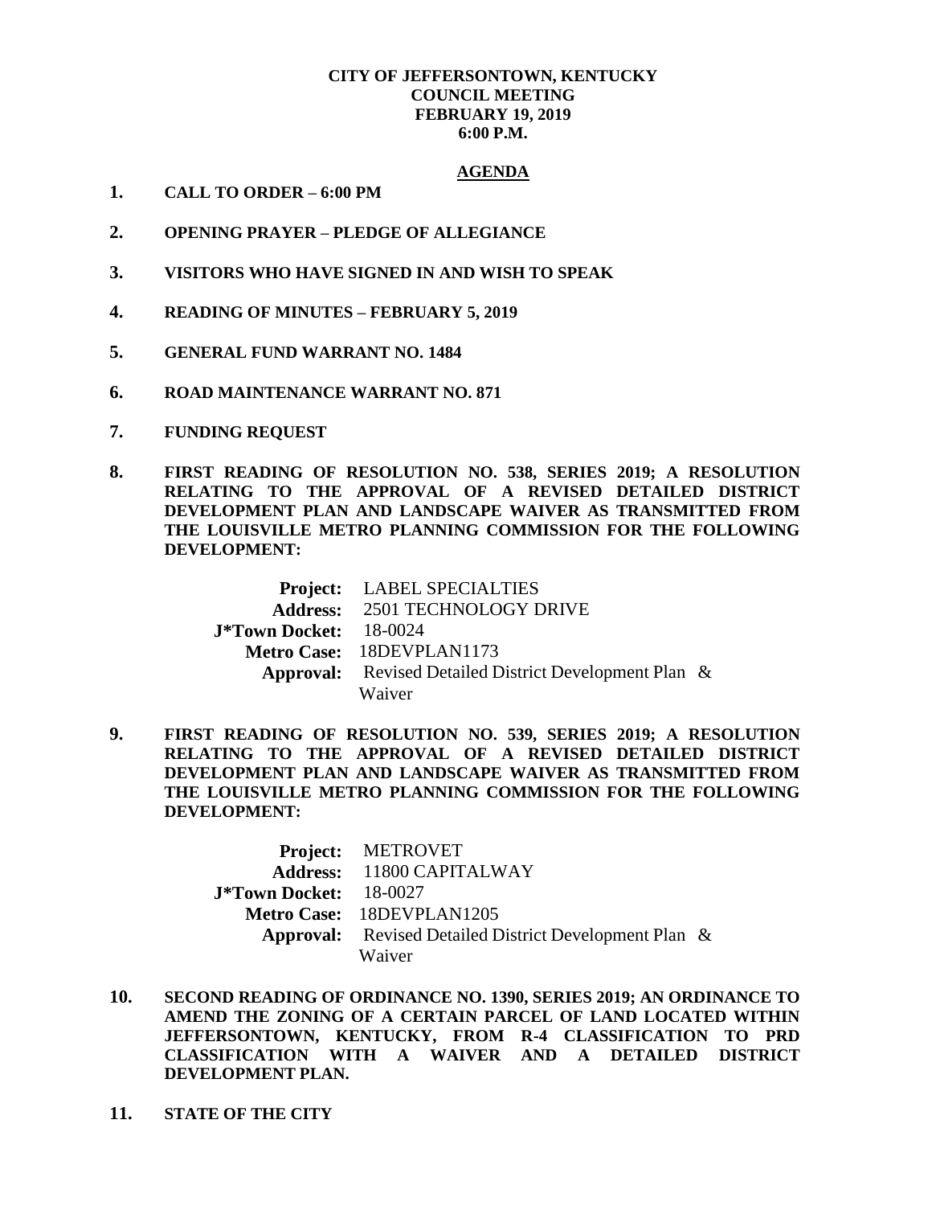**CITY OF JEFFERSONTOWN, KENTUCKY**
**COUNCIL MEETING**
**FEBRUARY 19, 2019**
**6:00 P.M.**

## AGENDA

1. **CALL TO ORDER – 6:00 PM**

2. **OPENING PRAYER – PLEDGE OF ALLEGIANCE**

3. **VISITORS WHO HAVE SIGNED IN AND WISH TO SPEAK**

4. **READING OF MINUTES – FEBRUARY 5, 2019**

5. **GENERAL FUND WARRANT NO. 1484**

6. **ROAD MAINTENANCE WARRANT NO. 871**

7. **FUNDING REQUEST**

8. **FIRST READING OF RESOLUTION NO. 538, SERIES 2019; A RESOLUTION RELATING TO THE APPROVAL OF A REVISED DETAILED DISTRICT DEVELOPMENT PLAN AND LANDSCAPE WAIVER AS TRANSMITTED FROM THE LOUISVILLE METRO PLANNING COMMISSION FOR THE FOLLOWING DEVELOPMENT:**

   **Project:** LABEL SPECIALTIES
   **Address:** 2501 TECHNOLOGY DRIVE
   **J*Town Docket:** 18-0024
   **Metro Case:** 18DEVPLAN1173
   **Approval:** Revised Detailed District Development Plan & Waiver

9. **FIRST READING OF RESOLUTION NO. 539, SERIES 2019; A RESOLUTION RELATING TO THE APPROVAL OF A REVISED DETAILED DISTRICT DEVELOPMENT PLAN AND LANDSCAPE WAIVER AS TRANSMITTED FROM THE LOUISVILLE METRO PLANNING COMMISSION FOR THE FOLLOWING DEVELOPMENT:**

   **Project:** METROVET
   **Address:** 11800 CAPITALWAY
   **J*Town Docket:** 18-0027
   **Metro Case:** 18DEVPLAN1205
   **Approval:** Revised Detailed District Development Plan & Waiver

10. **SECOND READING OF ORDINANCE NO. 1390, SERIES 2019; AN ORDINANCE TO AMEND THE ZONING OF A CERTAIN PARCEL OF LAND LOCATED WITHIN JEFFERSONTOWN, KENTUCKY, FROM R-4 CLASSIFICATION TO PRD CLASSIFICATION WITH A WAIVER AND A DETAILED DISTRICT DEVELOPMENT PLAN.**

11. **STATE OF THE CITY**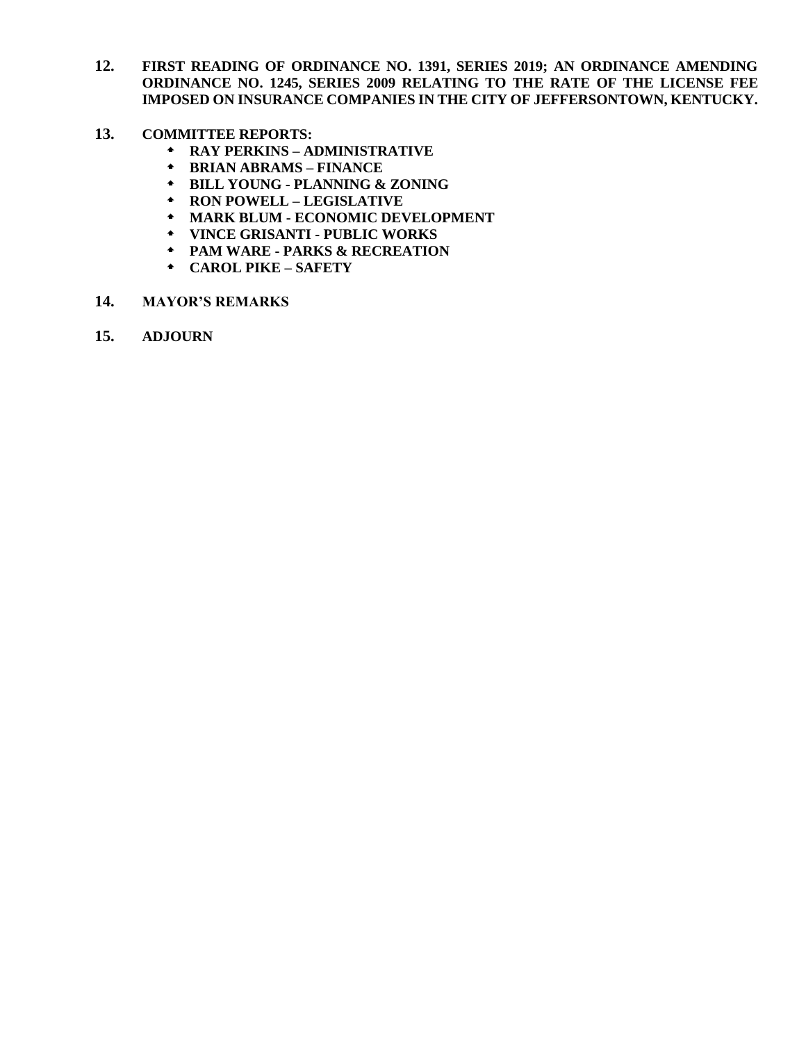**12. FIRST READING OF ORDINANCE NO. 1391, SERIES 2019; AN ORDINANCE AMENDING ORDINANCE NO. 1245, SERIES 2009 RELATING TO THE RATE OF THE LICENSE FEE IMPOSED ON INSURANCE COMPANIES IN THE CITY OF JEFFERSONTOWN, KENTUCKY.**

**13. COMMITTEE REPORTS:**

- **RAY PERKINS – ADMINISTRATIVE**
- **BRIAN ABRAMS – FINANCE**
- **BILL YOUNG - PLANNING & ZONING**
- **RON POWELL – LEGISLATIVE**
- **MARK BLUM - ECONOMIC DEVELOPMENT**
- **VINCE GRISANTI - PUBLIC WORKS**
- **PAM WARE - PARKS & RECREATION**
- **CAROL PIKE – SAFETY**

**14. MAYOR'S REMARKS**

**15. ADJOURN**